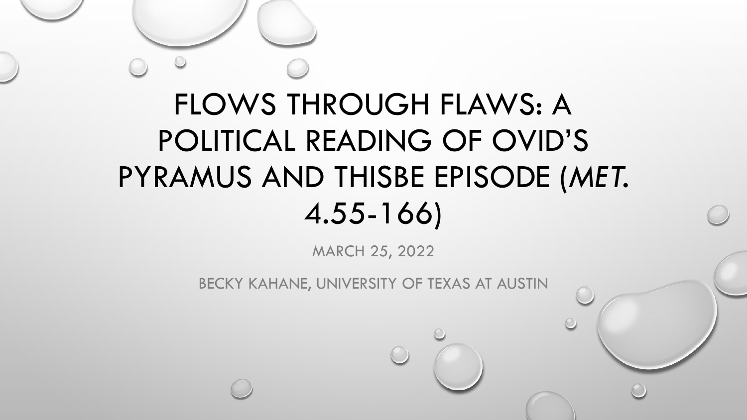# FLOWS THROUGH FLAWS: A POLITICAL READING OF OVID'S PYRAMUS AND THISBE EPISODE (*MET.* 4.55-166)

MARCH 25, 2022

BECKY KAHANE, UNIVERSITY OF TEXAS AT AUSTIN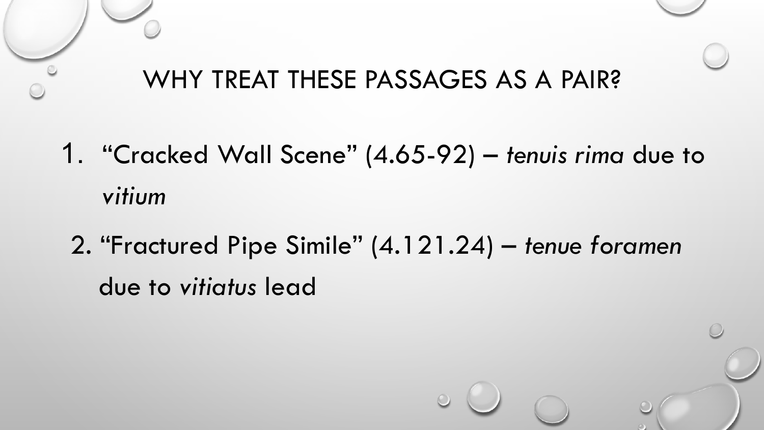# WHY TREAT THESE PASSAGES AS A PAIR?

1. "Cracked Wall Scene" (4.65-92) – *tenuis rima* due to *vitium*
2. "Fractured Pipe Simile" (4.121.24) – *tenue foramen* due to *vitiatus* lead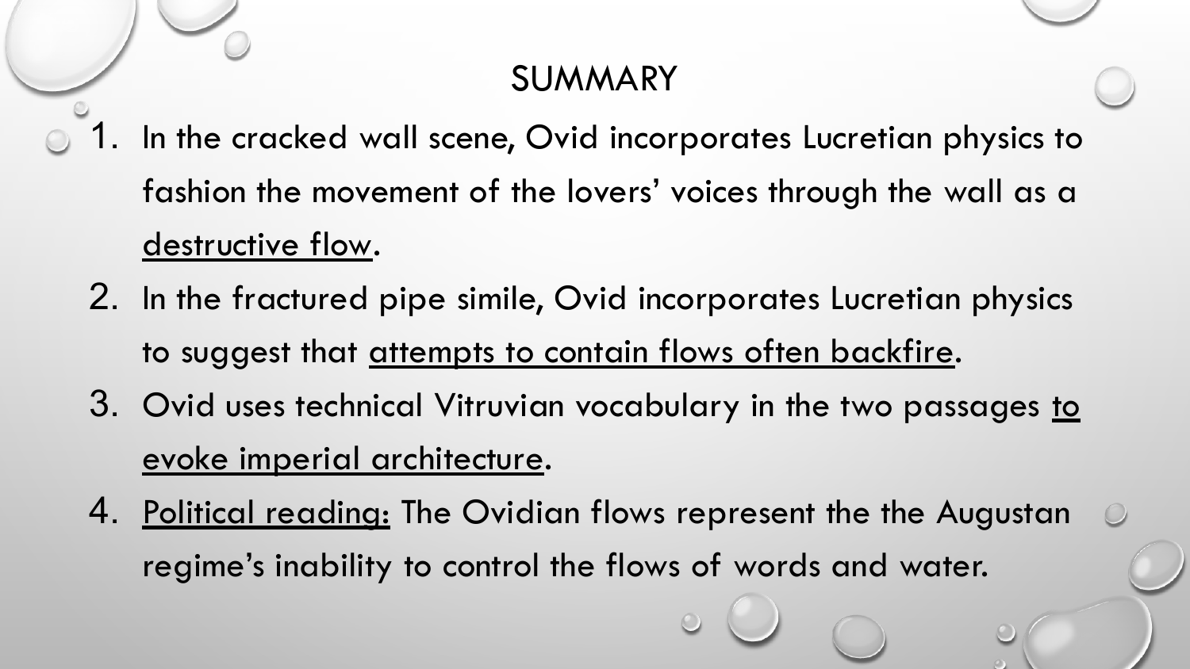# SUMMARY

1. In the cracked wall scene, Ovid incorporates Lucretian physics to fashion the movement of the lovers' voices through the wall as a <u>destructive flow</u>.
2. In the fractured pipe simile, Ovid incorporates Lucretian physics to suggest that <u>attempts to contain flows often backfire</u>.
3. Ovid uses technical Vitruvian vocabulary in the two passages <u>to evoke imperial architecture</u>.
4. <u>Political reading:</u> The Ovidian flows represent the the Augustan regime's inability to control the flows of words and water.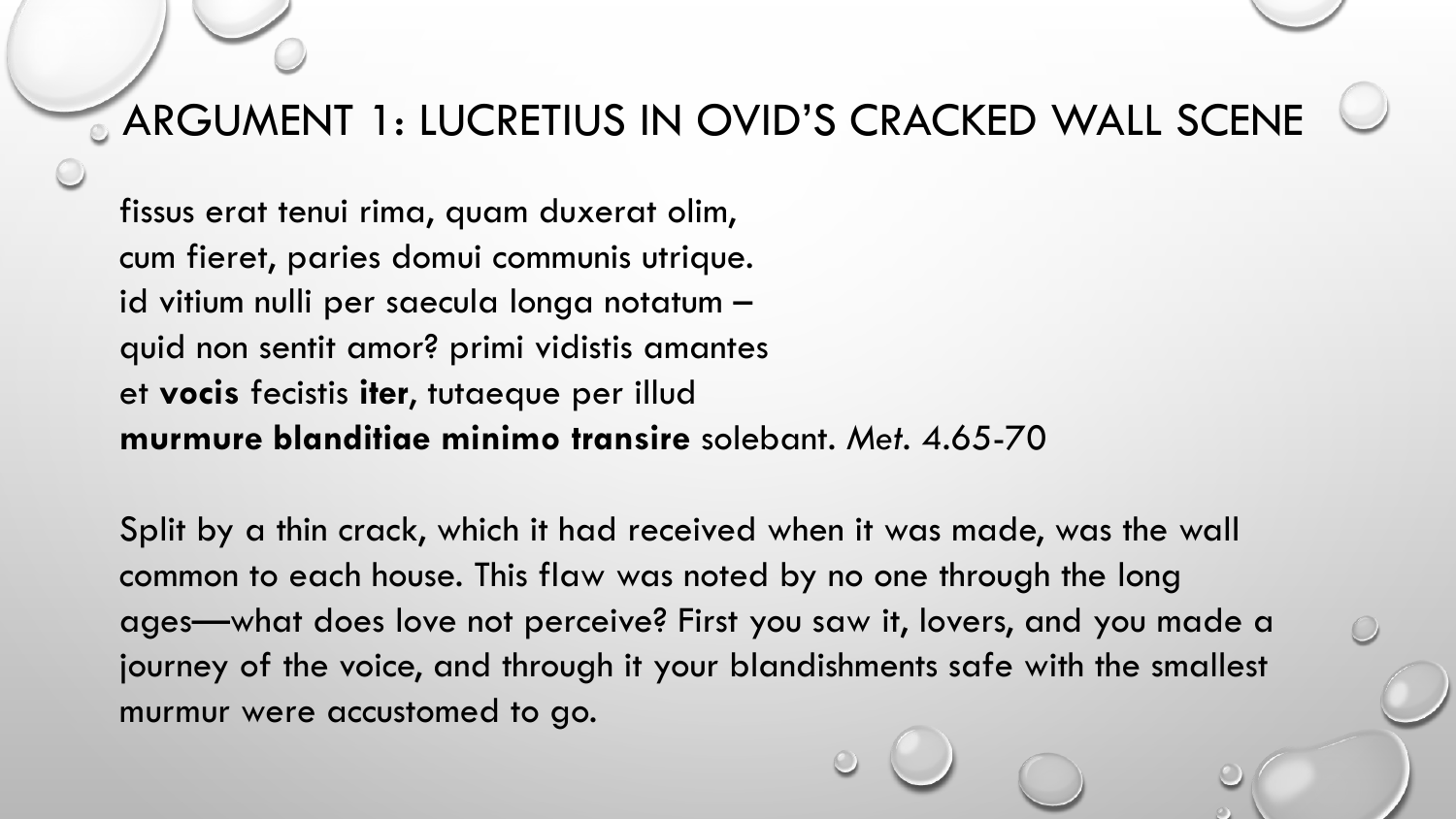# ARGUMENT 1: LUCRETIUS IN OVID'S CRACKED WALL SCENE

fissus erat tenui rima, quam duxerat olim,
cum fieret, paries domui communis utrique.
id vitium nulli per saecula longa notatum –
quid non sentit amor? primi vidistis amantes
et **vocis** fecistis **iter**, tutaeque per illud
**murmure blanditiae minimo transire** solebant. *Met.* 4.65-70

Split by a thin crack, which it had received when it was made, was the wall common to each house. This flaw was noted by no one through the long ages—what does love not perceive? First you saw it, lovers, and you made a journey of the voice, and through it your blandishments safe with the smallest murmur were accustomed to go.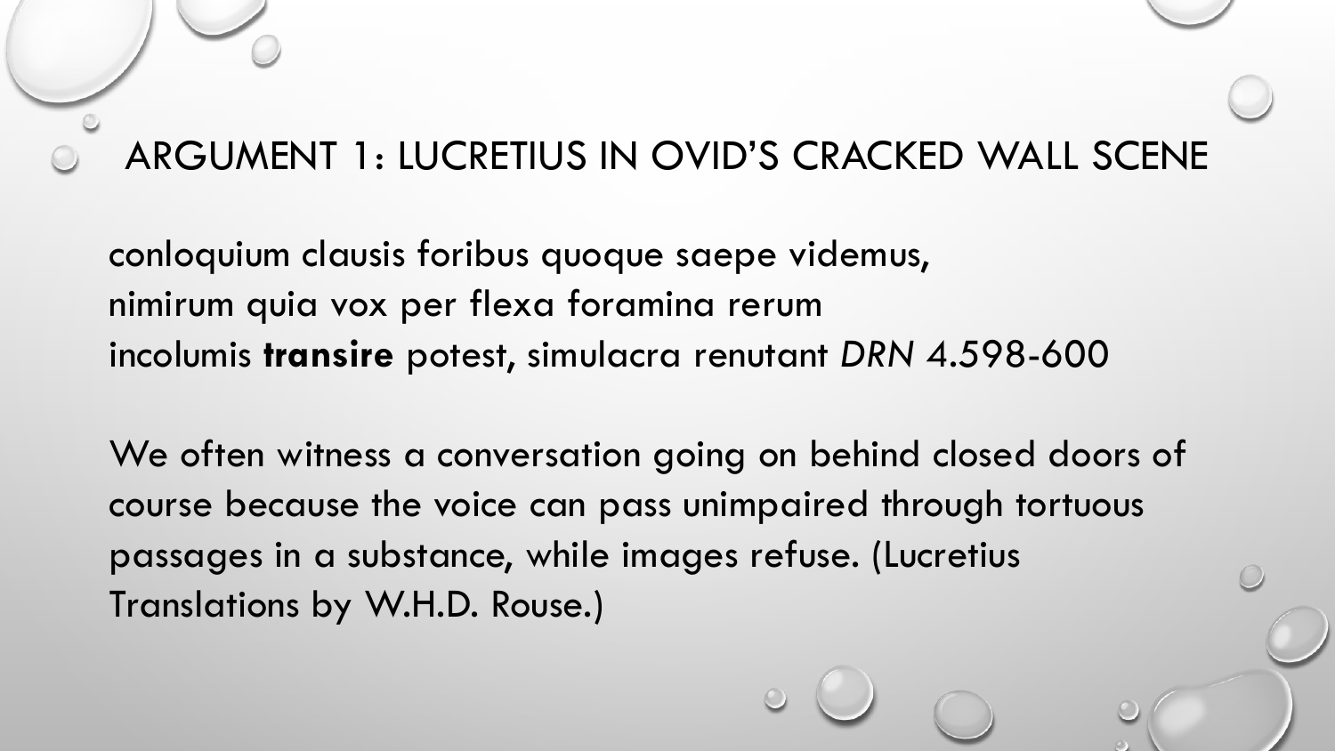# ARGUMENT 1: LUCRETIUS IN OVID'S CRACKED WALL SCENE

conloquium clausis foribus quoque saepe videmus,
nimirum quia vox per flexa foramina rerum
incolumis **transire** potest, simulacra renutant *DRN* 4.598-600

We often witness a conversation going on behind closed doors of course because the voice can pass unimpaired through tortuous passages in a substance, while images refuse. (Lucretius Translations by W.H.D. Rouse.)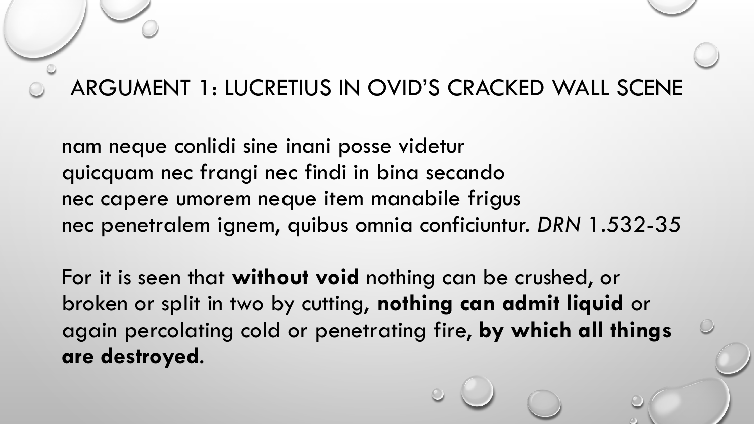# ARGUMENT 1: LUCRETIUS IN OVID'S CRACKED WALL SCENE

nam neque conlidi sine inani posse videtur
quicquam nec frangi nec findi in bina secando
nec capere umorem neque item manabile frigus
nec penetralem ignem, quibus omnia conficiuntur. *DRN* 1.532-35

For it is seen that **without void** nothing can be crushed, or broken or split in two by cutting, **nothing can admit liquid** or again percolating cold or penetrating fire, **by which all things are destroyed**.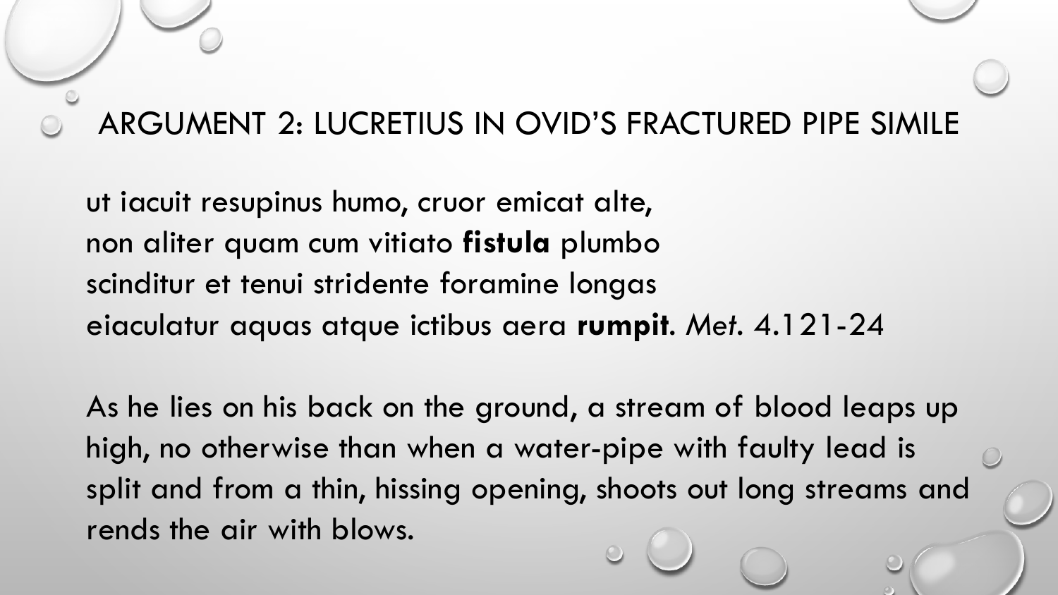## ARGUMENT 2: LUCRETIUS IN OVID'S FRACTURED PIPE SIMILE

ut iacuit resupinus humo, cruor emicat alte,
non aliter quam cum vitiato **fistula** plumbo
scinditur et tenui stridente foramine longas
eiaculatur aquas atque ictibus aera **rumpit**. *Met.* 4.121-24

As he lies on his back on the ground, a stream of blood leaps up high, no otherwise than when a water-pipe with faulty lead is split and from a thin, hissing opening, shoots out long streams and rends the air with blows.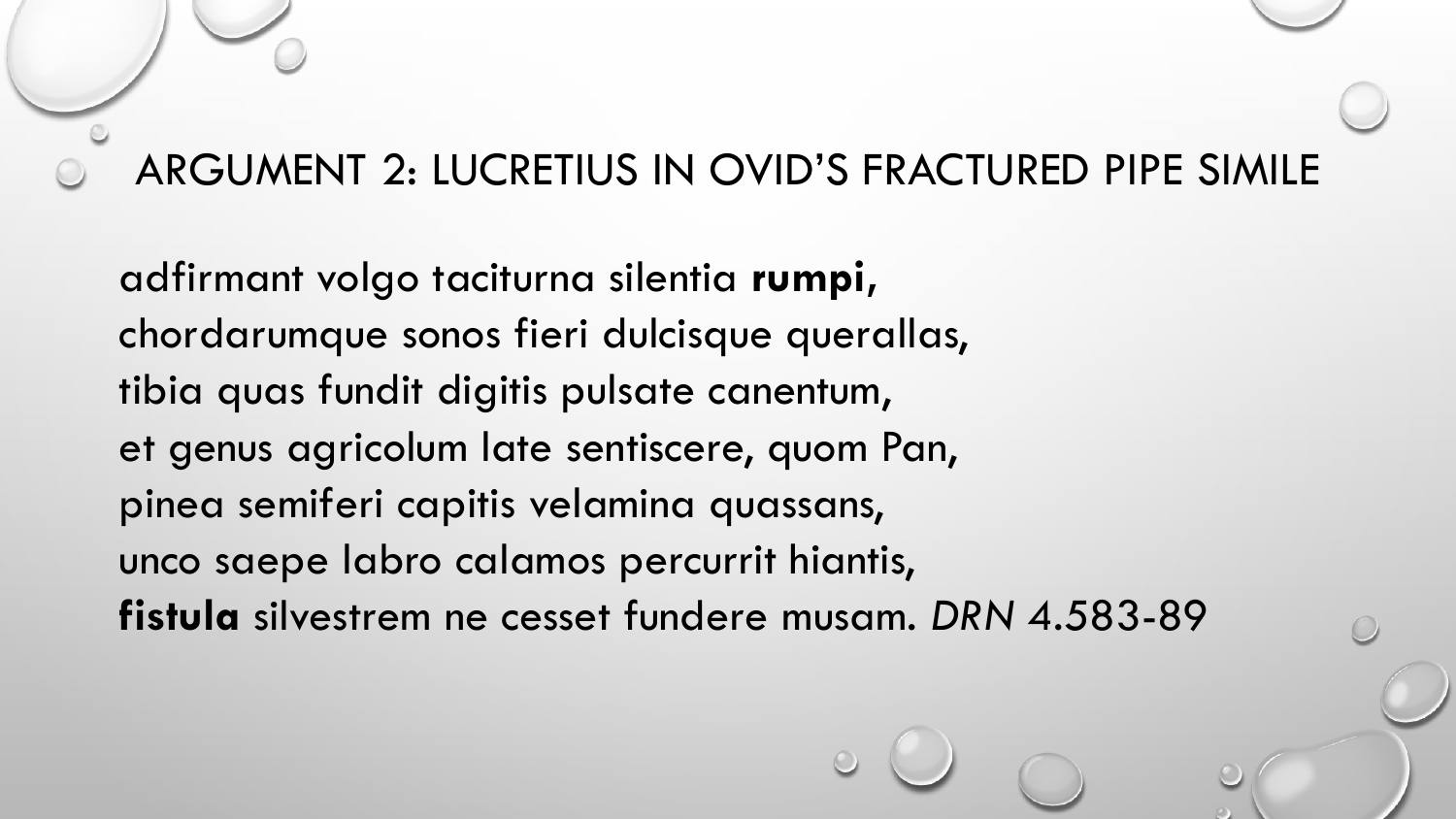# ARGUMENT 2: LUCRETIUS IN OVID'S FRACTURED PIPE SIMILE

adfirmant volgo taciturna silentia **rumpi**,
chordarumque sonos fieri dulcisque querallas,
tibia quas fundit digitis pulsate canentum,
et genus agricolum late sentiscere, quom Pan,
pinea semiferi capitis velamina quassans,
unco saepe labro calamos percurrit hiantis,
**fistula** silvestrem ne cesset fundere musam. *DRN* 4.583-89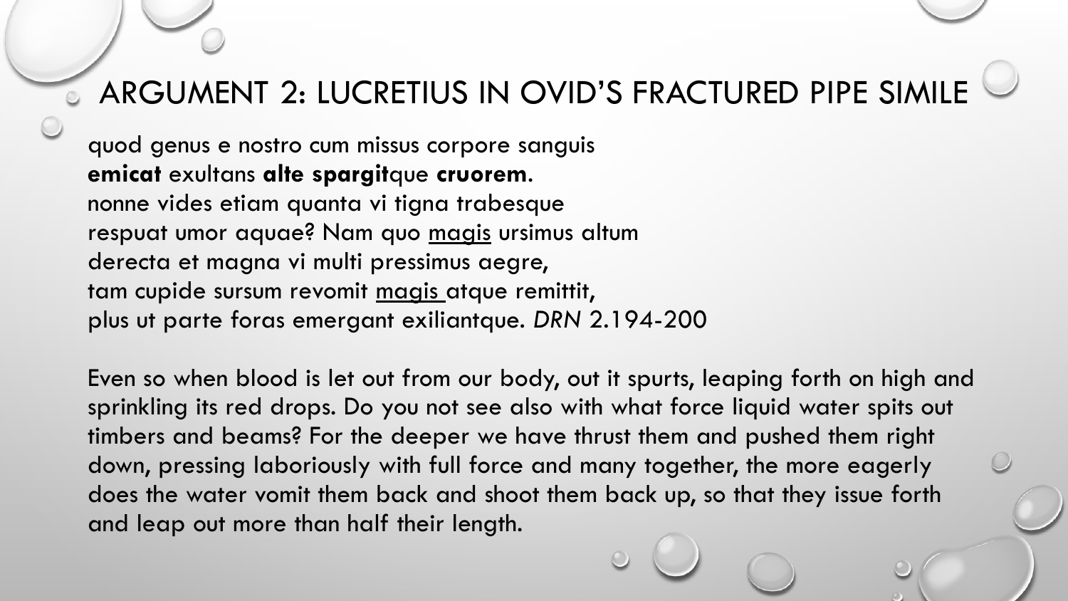# ARGUMENT 2: LUCRETIUS IN OVID'S FRACTURED PIPE SIMILE

quod genus e nostro cum missus corpore sanguis
**emicat** exultans **alte spargit**que **cruorem**.
nonne vides etiam quanta vi tigna trabesque
respuat umor aquae? Nam quo <u>magis</u> ursimus altum
derecta et magna vi multi pressimus aegre,
tam cupide sursum revomit <u>magis</u> atque remittit,
plus ut parte foras emergant exiliantque. *DRN* 2.194-200

Even so when blood is let out from our body, out it spurts, leaping forth on high and sprinkling its red drops. Do you not see also with what force liquid water spits out timbers and beams? For the deeper we have thrust them and pushed them right down, pressing laboriously with full force and many together, the more eagerly does the water vomit them back and shoot them back up, so that they issue forth and leap out more than half their length.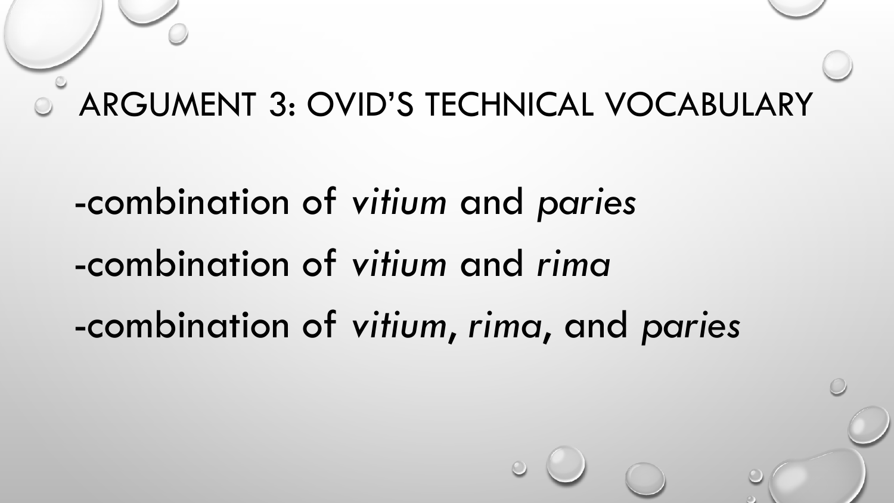# ARGUMENT 3: OVID'S TECHNICAL VOCABULARY

-combination of *vitium* and *paries*

-combination of *vitium* and *rima*

-combination of *vitium*, *rima*, and *paries*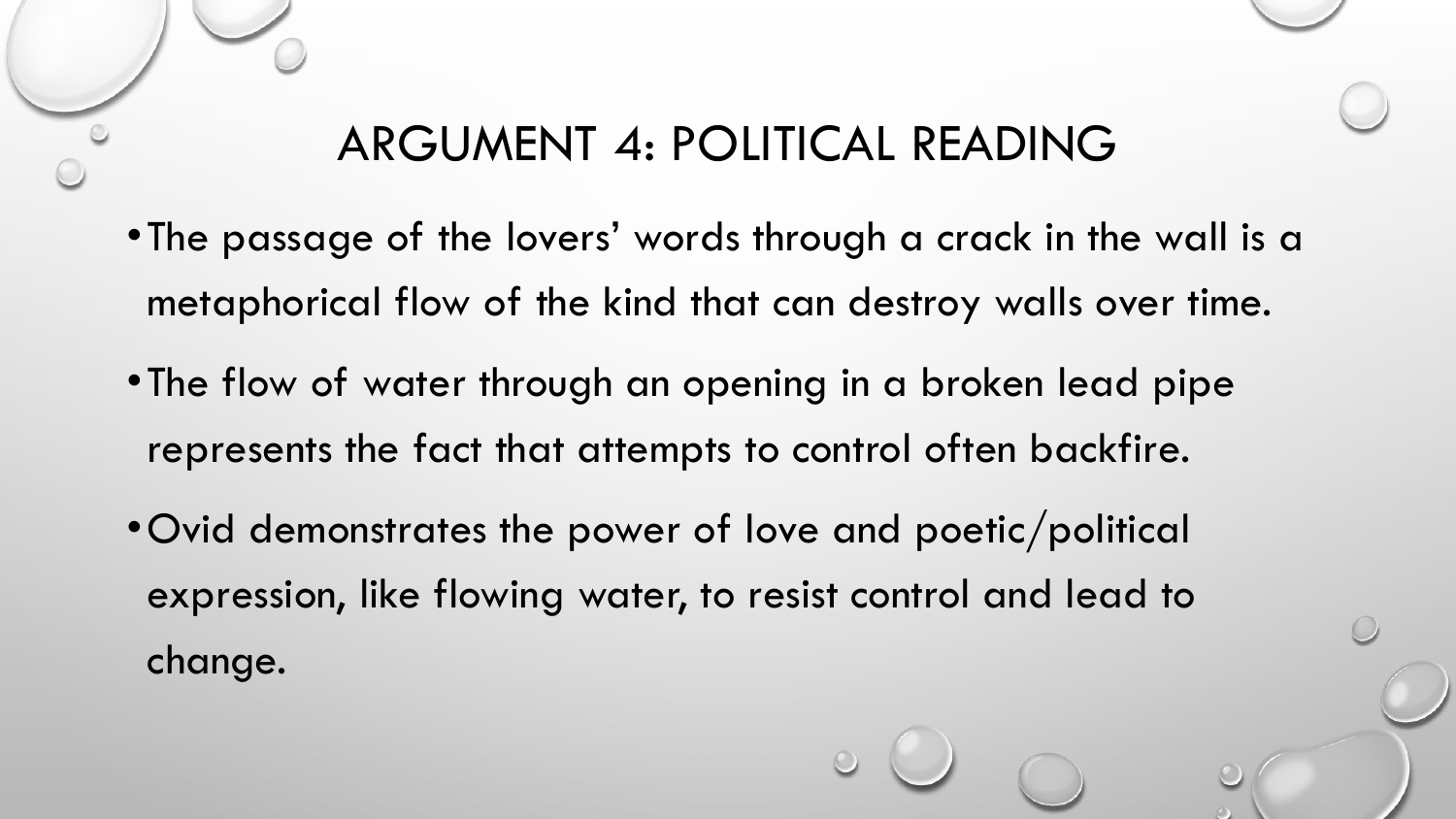## ARGUMENT 4: POLITICAL READING

- The passage of the lovers' words through a crack in the wall is a metaphorical flow of the kind that can destroy walls over time.
- The flow of water through an opening in a broken lead pipe represents the fact that attempts to control often backfire.
- Ovid demonstrates the power of love and poetic/political expression, like flowing water, to resist control and lead to change.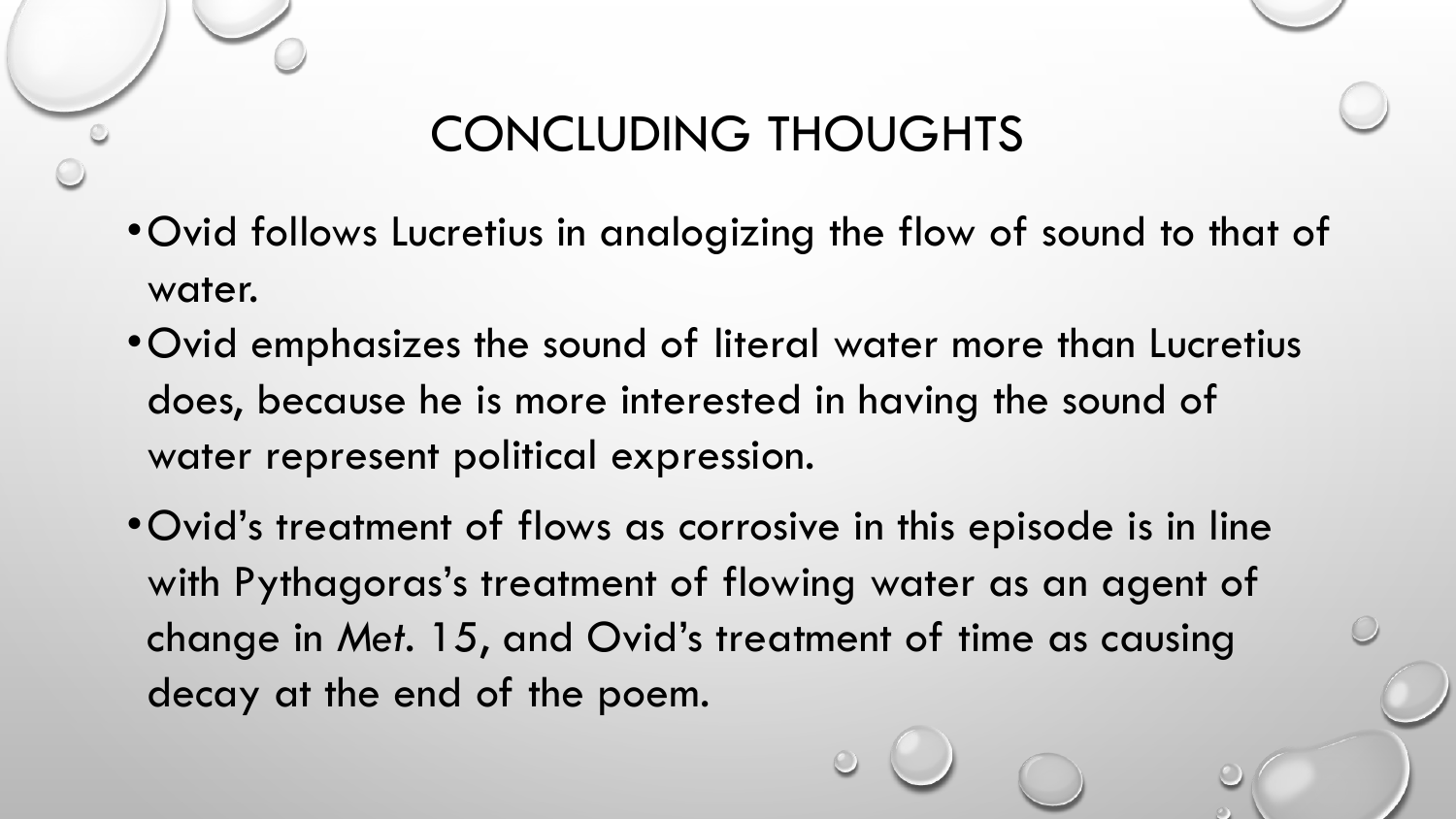# CONCLUDING THOUGHTS

- Ovid follows Lucretius in analogizing the flow of sound to that of water.
- Ovid emphasizes the sound of literal water more than Lucretius does, because he is more interested in having the sound of water represent political expression.
- Ovid's treatment of flows as corrosive in this episode is in line with Pythagoras's treatment of flowing water as an agent of change in *Met.* 15, and Ovid's treatment of time as causing decay at the end of the poem.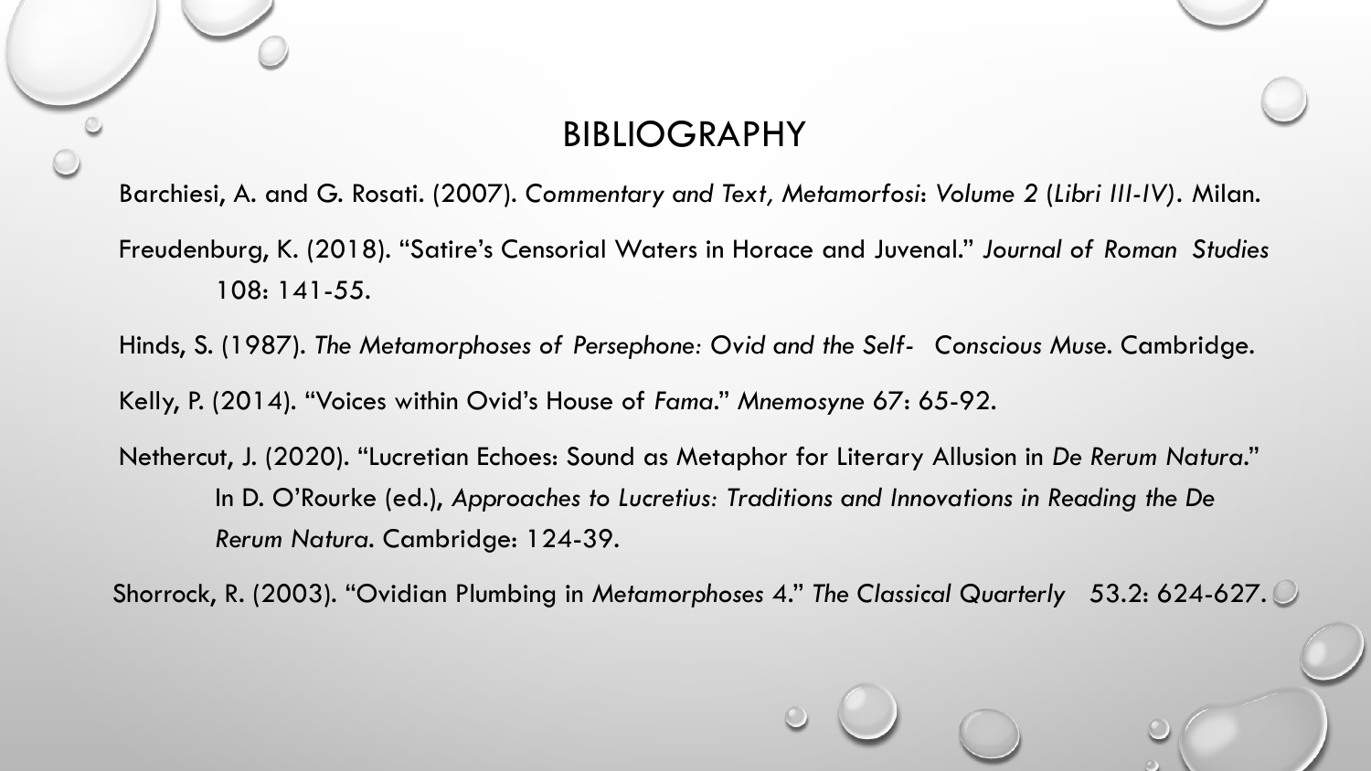# BIBLIOGRAPHY

Barchiesi, A. and G. Rosati. (2007). *Commentary and Text, Metamorfosi*: *Volume 2* (*Libri III-IV*). Milan.

Freudenburg, K. (2018). "Satire's Censorial Waters in Horace and Juvenal." *Journal of Roman Studies* 108: 141-55.

Hinds, S. (1987). *The Metamorphoses of Persephone: Ovid and the Self- Conscious Muse*. Cambridge.

Kelly, P. (2014). "Voices within Ovid's House of *Fama*." *Mnemosyne* 67: 65-92.

Nethercut, J. (2020). "Lucretian Echoes: Sound as Metaphor for Literary Allusion in *De Rerum Natura*." In D. O'Rourke (ed.), *Approaches to Lucretius: Traditions and Innovations in Reading the De Rerum Natura*. Cambridge: 124-39.

Shorrock, R. (2003). "Ovidian Plumbing in *Metamorphoses* 4." *The Classical Quarterly* 53.2: 624-627.